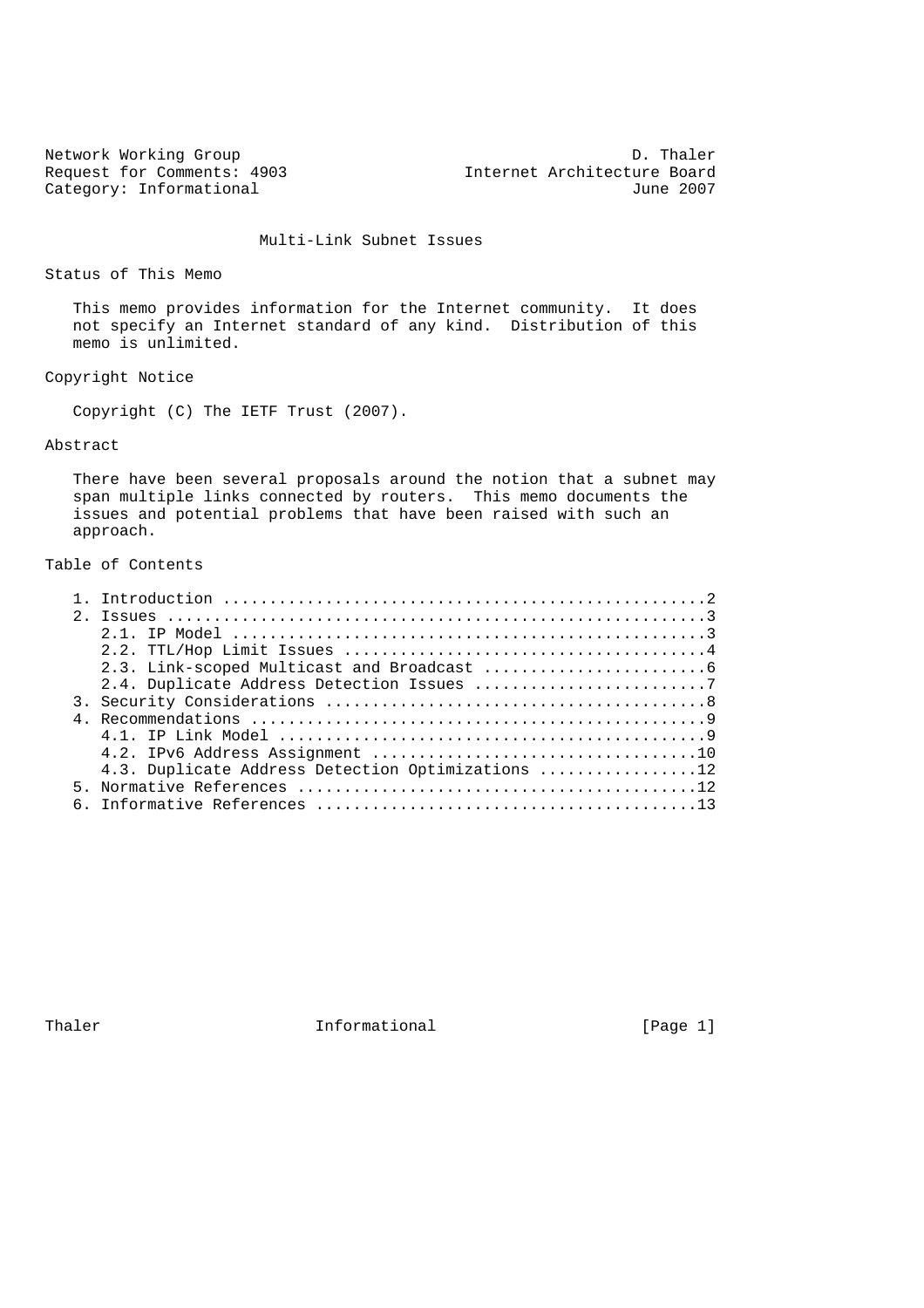Network Working Group D. Thaler
Request for Comments: 4903 Internet Architecture Board
Category: Informational June 2007

# Multi-Link Subnet Issues

## Status of This Memo

This memo provides information for the Internet community. It does not specify an Internet standard of any kind. Distribution of this memo is unlimited.

## Copyright Notice

Copyright (C) The IETF Trust (2007).

## Abstract

There have been several proposals around the notion that a subnet may span multiple links connected by routers. This memo documents the issues and potential problems that have been raised with such an approach.

## Table of Contents

```
1. Introduction ....................................................2
2. Issues ..........................................................3
   2.1. IP Model ...................................................3
   2.2. TTL/Hop Limit Issues .......................................4
   2.3. Link-scoped Multicast and Broadcast ........................6
   2.4. Duplicate Address Detection Issues .........................7
3. Security Considerations .........................................8
4. Recommendations .................................................9
   4.1. IP Link Model ..............................................9
   4.2. IPv6 Address Assignment ...................................10
   4.3. Duplicate Address Detection Optimizations .................12
5. Normative References ...........................................12
6. Informative References .........................................13
```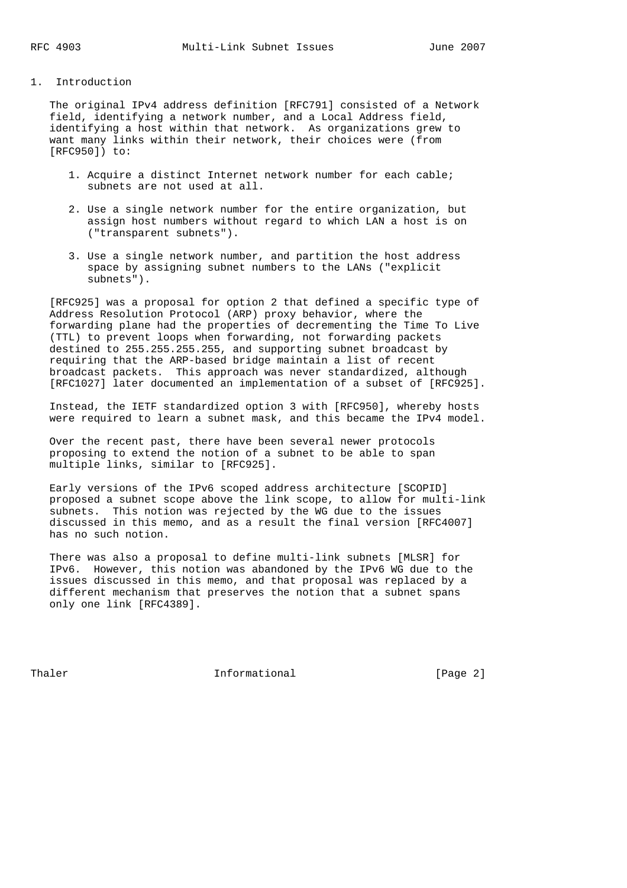## 1. Introduction

The original IPv4 address definition [RFC791] consisted of a Network field, identifying a network number, and a Local Address field, identifying a host within that network. As organizations grew to want many links within their network, their choices were (from [RFC950]) to:

1. Acquire a distinct Internet network number for each cable; subnets are not used at all.

2. Use a single network number for the entire organization, but assign host numbers without regard to which LAN a host is on ("transparent subnets").

3. Use a single network number, and partition the host address space by assigning subnet numbers to the LANs ("explicit subnets").

[RFC925] was a proposal for option 2 that defined a specific type of Address Resolution Protocol (ARP) proxy behavior, where the forwarding plane had the properties of decrementing the Time To Live (TTL) to prevent loops when forwarding, not forwarding packets destined to 255.255.255.255, and supporting subnet broadcast by requiring that the ARP-based bridge maintain a list of recent broadcast packets. This approach was never standardized, although [RFC1027] later documented an implementation of a subset of [RFC925].

Instead, the IETF standardized option 3 with [RFC950], whereby hosts were required to learn a subnet mask, and this became the IPv4 model.

Over the recent past, there have been several newer protocols proposing to extend the notion of a subnet to be able to span multiple links, similar to [RFC925].

Early versions of the IPv6 scoped address architecture [SCOPID] proposed a subnet scope above the link scope, to allow for multi-link subnets. This notion was rejected by the WG due to the issues discussed in this memo, and as a result the final version [RFC4007] has no such notion.

There was also a proposal to define multi-link subnets [MLSR] for IPv6. However, this notion was abandoned by the IPv6 WG due to the issues discussed in this memo, and that proposal was replaced by a different mechanism that preserves the notion that a subnet spans only one link [RFC4389].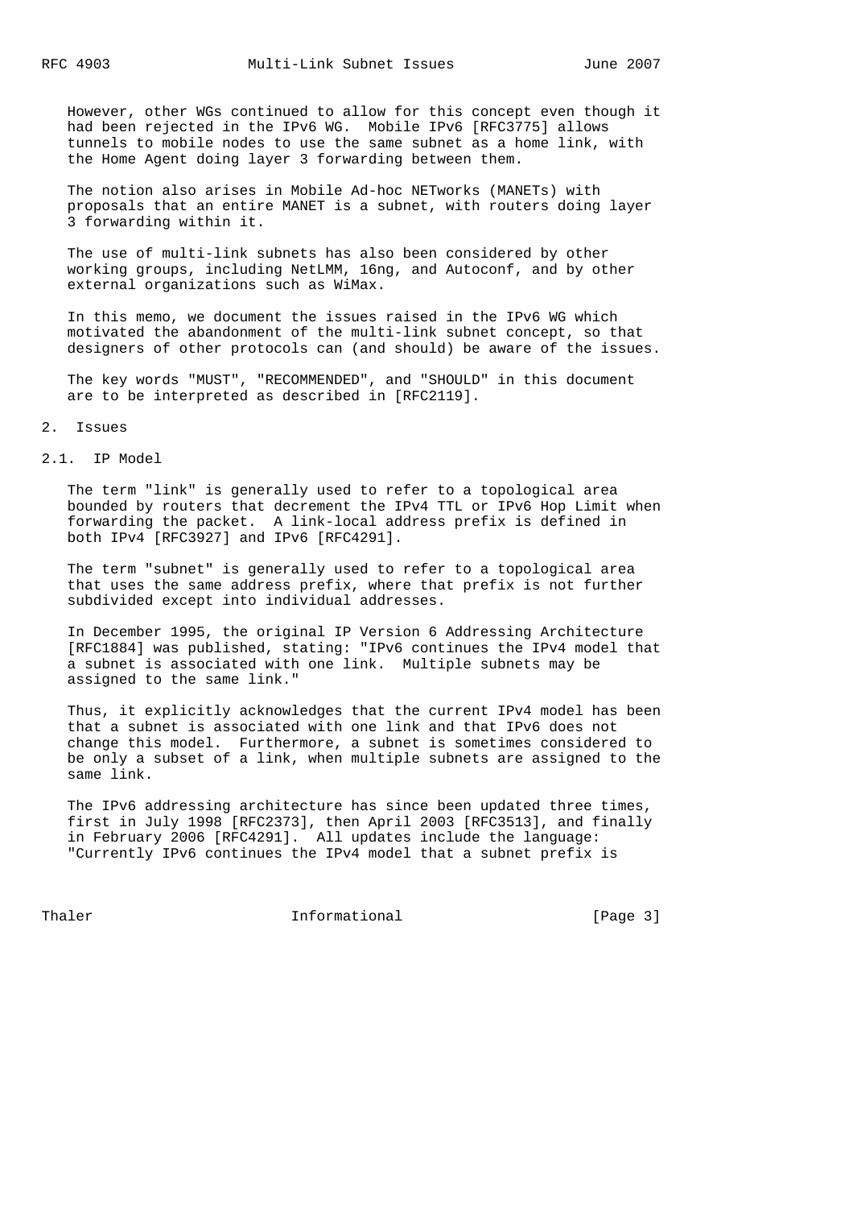However, other WGs continued to allow for this concept even though it had been rejected in the IPv6 WG. Mobile IPv6 [RFC3775] allows tunnels to mobile nodes to use the same subnet as a home link, with the Home Agent doing layer 3 forwarding between them.

The notion also arises in Mobile Ad-hoc NETworks (MANETs) with proposals that an entire MANET is a subnet, with routers doing layer 3 forwarding within it.

The use of multi-link subnets has also been considered by other working groups, including NetLMM, 16ng, and Autoconf, and by other external organizations such as WiMax.

In this memo, we document the issues raised in the IPv6 WG which motivated the abandonment of the multi-link subnet concept, so that designers of other protocols can (and should) be aware of the issues.

The key words "MUST", "RECOMMENDED", and "SHOULD" in this document are to be interpreted as described in [RFC2119].

## 2. Issues

### 2.1. IP Model

The term "link" is generally used to refer to a topological area bounded by routers that decrement the IPv4 TTL or IPv6 Hop Limit when forwarding the packet. A link-local address prefix is defined in both IPv4 [RFC3927] and IPv6 [RFC4291].

The term "subnet" is generally used to refer to a topological area that uses the same address prefix, where that prefix is not further subdivided except into individual addresses.

In December 1995, the original IP Version 6 Addressing Architecture [RFC1884] was published, stating: "IPv6 continues the IPv4 model that a subnet is associated with one link. Multiple subnets may be assigned to the same link."

Thus, it explicitly acknowledges that the current IPv4 model has been that a subnet is associated with one link and that IPv6 does not change this model. Furthermore, a subnet is sometimes considered to be only a subset of a link, when multiple subnets are assigned to the same link.

The IPv6 addressing architecture has since been updated three times, first in July 1998 [RFC2373], then April 2003 [RFC3513], and finally in February 2006 [RFC4291]. All updates include the language: "Currently IPv6 continues the IPv4 model that a subnet prefix is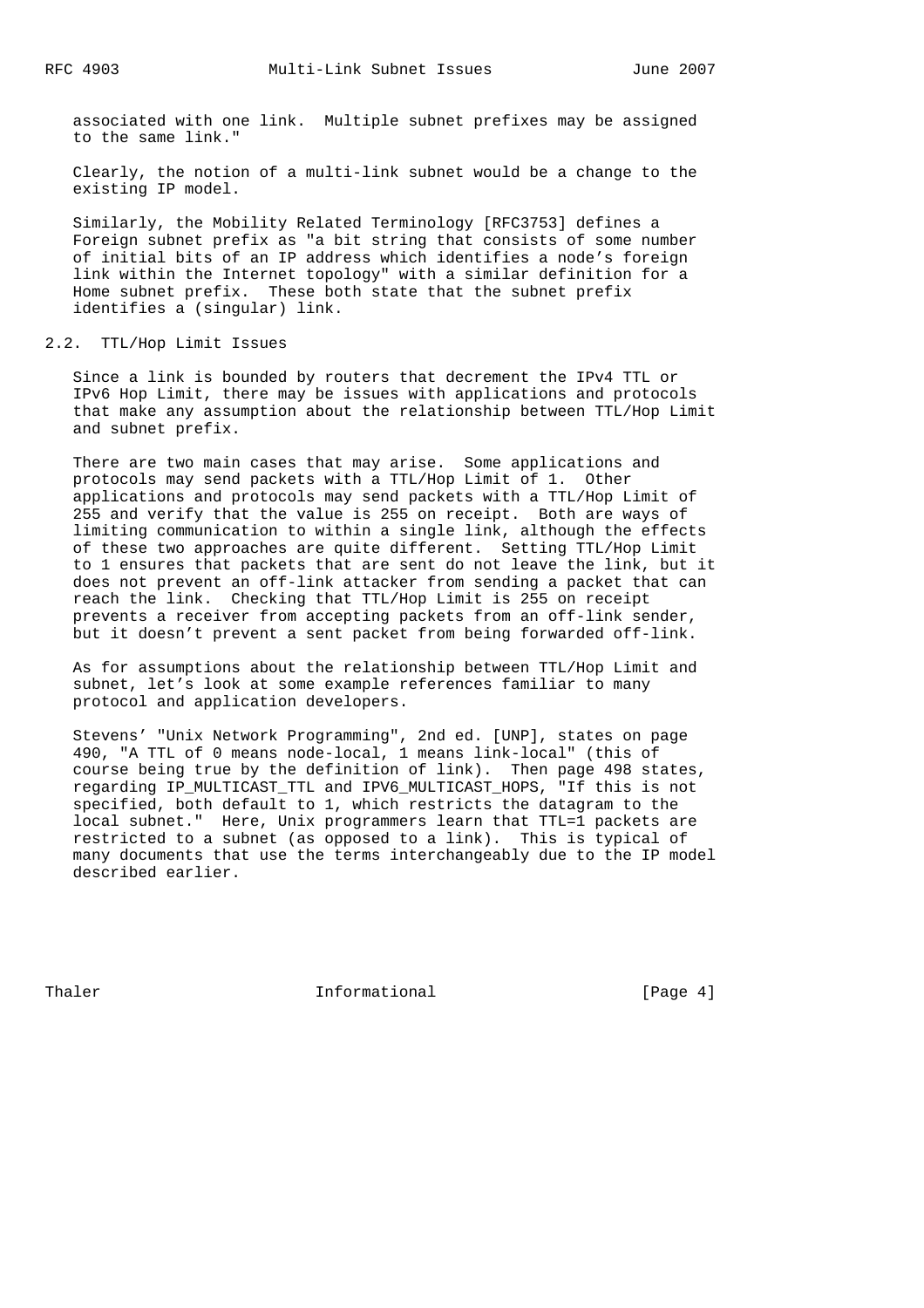associated with one link. Multiple subnet prefixes may be assigned to the same link."

Clearly, the notion of a multi-link subnet would be a change to the existing IP model.

Similarly, the Mobility Related Terminology [RFC3753] defines a Foreign subnet prefix as "a bit string that consists of some number of initial bits of an IP address which identifies a node's foreign link within the Internet topology" with a similar definition for a Home subnet prefix. These both state that the subnet prefix identifies a (singular) link.

## 2.2. TTL/Hop Limit Issues

Since a link is bounded by routers that decrement the IPv4 TTL or IPv6 Hop Limit, there may be issues with applications and protocols that make any assumption about the relationship between TTL/Hop Limit and subnet prefix.

There are two main cases that may arise. Some applications and protocols may send packets with a TTL/Hop Limit of 1. Other applications and protocols may send packets with a TTL/Hop Limit of 255 and verify that the value is 255 on receipt. Both are ways of limiting communication to within a single link, although the effects of these two approaches are quite different. Setting TTL/Hop Limit to 1 ensures that packets that are sent do not leave the link, but it does not prevent an off-link attacker from sending a packet that can reach the link. Checking that TTL/Hop Limit is 255 on receipt prevents a receiver from accepting packets from an off-link sender, but it doesn't prevent a sent packet from being forwarded off-link.

As for assumptions about the relationship between TTL/Hop Limit and subnet, let's look at some example references familiar to many protocol and application developers.

Stevens' "Unix Network Programming", 2nd ed. [UNP], states on page 490, "A TTL of 0 means node-local, 1 means link-local" (this of course being true by the definition of link). Then page 498 states, regarding IP_MULTICAST_TTL and IPV6_MULTICAST_HOPS, "If this is not specified, both default to 1, which restricts the datagram to the local subnet." Here, Unix programmers learn that TTL=1 packets are restricted to a subnet (as opposed to a link). This is typical of many documents that use the terms interchangeably due to the IP model described earlier.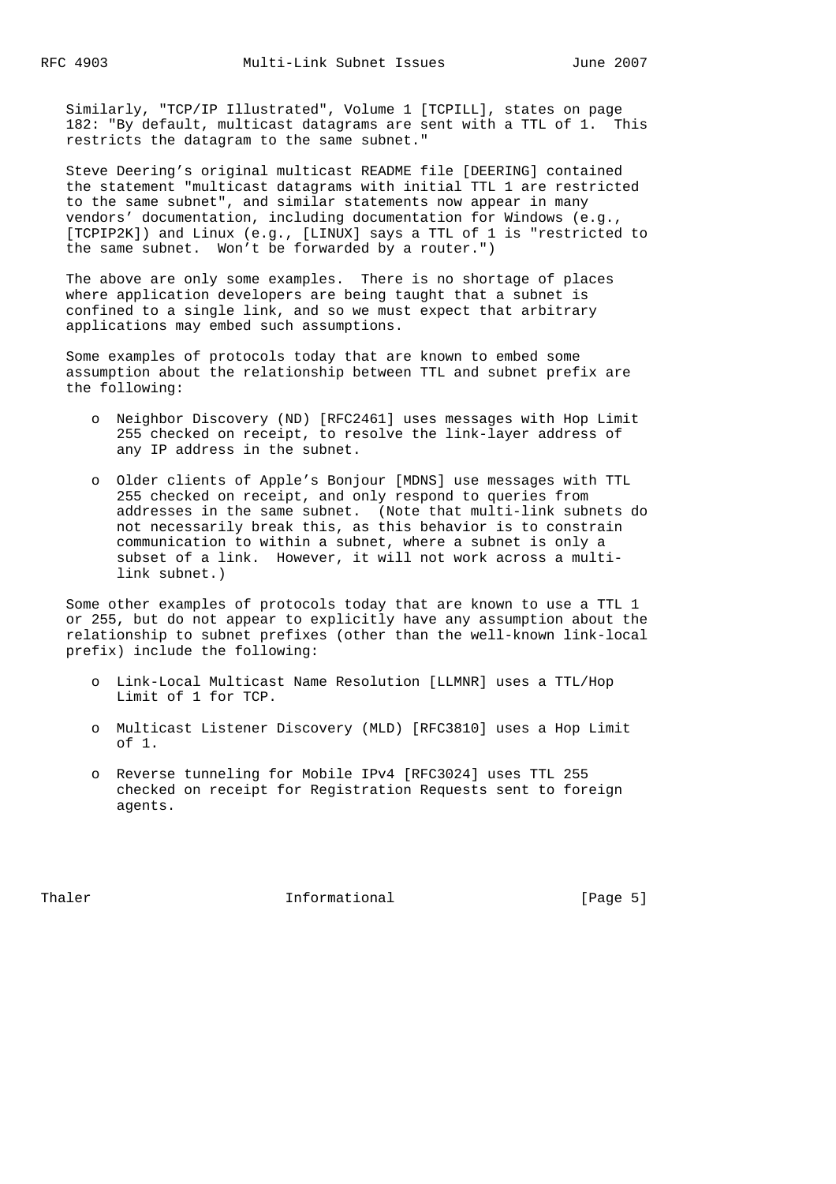Similarly, "TCP/IP Illustrated", Volume 1 [TCPILL], states on page 182: "By default, multicast datagrams are sent with a TTL of 1. This restricts the datagram to the same subnet."

Steve Deering's original multicast README file [DEERING] contained the statement "multicast datagrams with initial TTL 1 are restricted to the same subnet", and similar statements now appear in many vendors' documentation, including documentation for Windows (e.g., [TCPIP2K]) and Linux (e.g., [LINUX] says a TTL of 1 is "restricted to the same subnet. Won't be forwarded by a router.")

The above are only some examples. There is no shortage of places where application developers are being taught that a subnet is confined to a single link, and so we must expect that arbitrary applications may embed such assumptions.

Some examples of protocols today that are known to embed some assumption about the relationship between TTL and subnet prefix are the following:

- Neighbor Discovery (ND) [RFC2461] uses messages with Hop Limit 255 checked on receipt, to resolve the link-layer address of any IP address in the subnet.
- Older clients of Apple's Bonjour [MDNS] use messages with TTL 255 checked on receipt, and only respond to queries from addresses in the same subnet. (Note that multi-link subnets do not necessarily break this, as this behavior is to constrain communication to within a subnet, where a subnet is only a subset of a link. However, it will not work across a multi-link subnet.)

Some other examples of protocols today that are known to use a TTL 1 or 255, but do not appear to explicitly have any assumption about the relationship to subnet prefixes (other than the well-known link-local prefix) include the following:

- Link-Local Multicast Name Resolution [LLMNR] uses a TTL/Hop Limit of 1 for TCP.
- Multicast Listener Discovery (MLD) [RFC3810] uses a Hop Limit of 1.
- Reverse tunneling for Mobile IPv4 [RFC3024] uses TTL 255 checked on receipt for Registration Requests sent to foreign agents.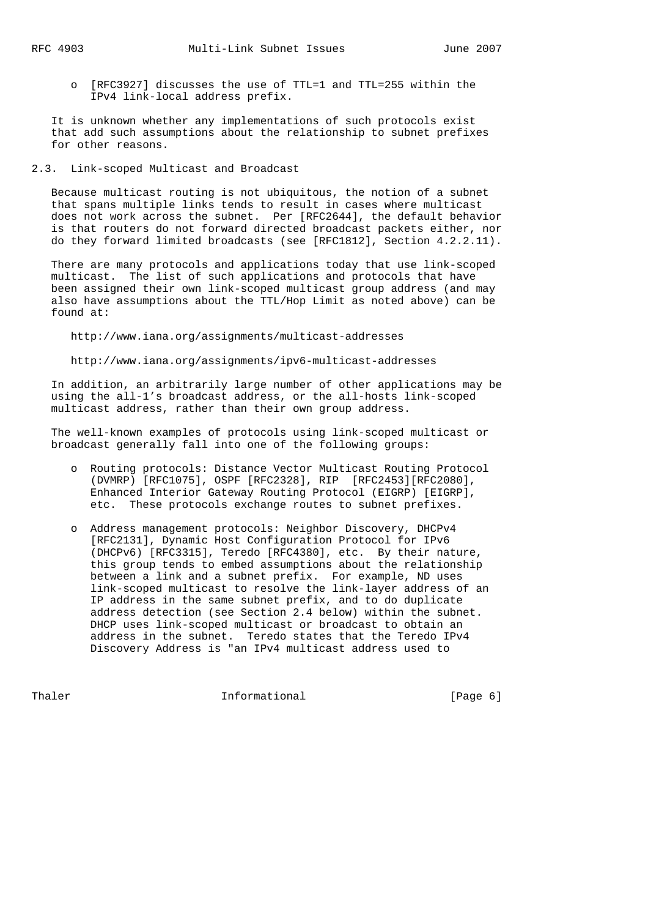- [RFC3927] discusses the use of TTL=1 and TTL=255 within the IPv4 link-local address prefix.

It is unknown whether any implementations of such protocols exist that add such assumptions about the relationship to subnet prefixes for other reasons.

## 2.3. Link-scoped Multicast and Broadcast

Because multicast routing is not ubiquitous, the notion of a subnet that spans multiple links tends to result in cases where multicast does not work across the subnet. Per [RFC2644], the default behavior is that routers do not forward directed broadcast packets either, nor do they forward limited broadcasts (see [RFC1812], Section 4.2.2.11).

There are many protocols and applications today that use link-scoped multicast. The list of such applications and protocols that have been assigned their own link-scoped multicast group address (and may also have assumptions about the TTL/Hop Limit as noted above) can be found at:

http://www.iana.org/assignments/multicast-addresses

http://www.iana.org/assignments/ipv6-multicast-addresses

In addition, an arbitrarily large number of other applications may be using the all-1's broadcast address, or the all-hosts link-scoped multicast address, rather than their own group address.

The well-known examples of protocols using link-scoped multicast or broadcast generally fall into one of the following groups:

- Routing protocols: Distance Vector Multicast Routing Protocol (DVMRP) [RFC1075], OSPF [RFC2328], RIP [RFC2453][RFC2080], Enhanced Interior Gateway Routing Protocol (EIGRP) [EIGRP], etc. These protocols exchange routes to subnet prefixes.

- Address management protocols: Neighbor Discovery, DHCPv4 [RFC2131], Dynamic Host Configuration Protocol for IPv6 (DHCPv6) [RFC3315], Teredo [RFC4380], etc. By their nature, this group tends to embed assumptions about the relationship between a link and a subnet prefix. For example, ND uses link-scoped multicast to resolve the link-layer address of an IP address in the same subnet prefix, and to do duplicate address detection (see Section 2.4 below) within the subnet. DHCP uses link-scoped multicast or broadcast to obtain an address in the subnet. Teredo states that the Teredo IPv4 Discovery Address is "an IPv4 multicast address used to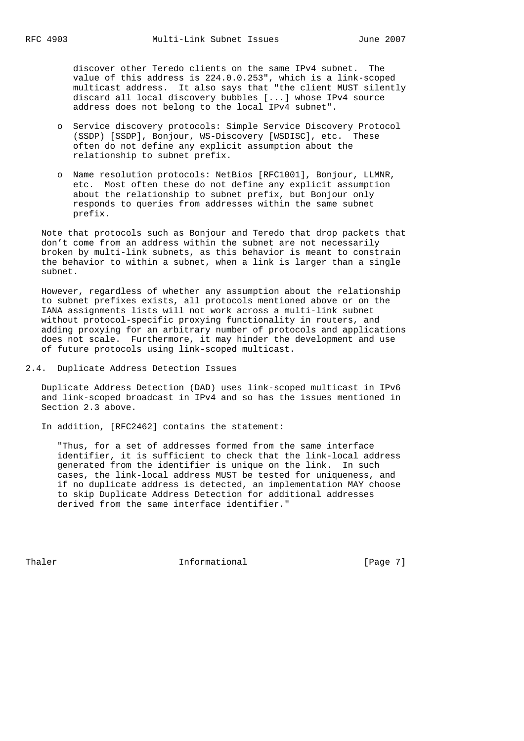discover other Teredo clients on the same IPv4 subnet. The value of this address is 224.0.0.253", which is a link-scoped multicast address. It also says that "the client MUST silently discard all local discovery bubbles [...] whose IPv4 source address does not belong to the local IPv4 subnet".

- Service discovery protocols: Simple Service Discovery Protocol (SSDP) [SSDP], Bonjour, WS-Discovery [WSDISC], etc. These often do not define any explicit assumption about the relationship to subnet prefix.
- Name resolution protocols: NetBios [RFC1001], Bonjour, LLMNR, etc. Most often these do not define any explicit assumption about the relationship to subnet prefix, but Bonjour only responds to queries from addresses within the same subnet prefix.

Note that protocols such as Bonjour and Teredo that drop packets that don't come from an address within the subnet are not necessarily broken by multi-link subnets, as this behavior is meant to constrain the behavior to within a subnet, when a link is larger than a single subnet.

However, regardless of whether any assumption about the relationship to subnet prefixes exists, all protocols mentioned above or on the IANA assignments lists will not work across a multi-link subnet without protocol-specific proxying functionality in routers, and adding proxying for an arbitrary number of protocols and applications does not scale. Furthermore, it may hinder the development and use of future protocols using link-scoped multicast.

## 2.4. Duplicate Address Detection Issues

Duplicate Address Detection (DAD) uses link-scoped multicast in IPv6 and link-scoped broadcast in IPv4 and so has the issues mentioned in Section 2.3 above.

In addition, [RFC2462] contains the statement:

> "Thus, for a set of addresses formed from the same interface identifier, it is sufficient to check that the link-local address generated from the identifier is unique on the link. In such cases, the link-local address MUST be tested for uniqueness, and if no duplicate address is detected, an implementation MAY choose to skip Duplicate Address Detection for additional addresses derived from the same interface identifier."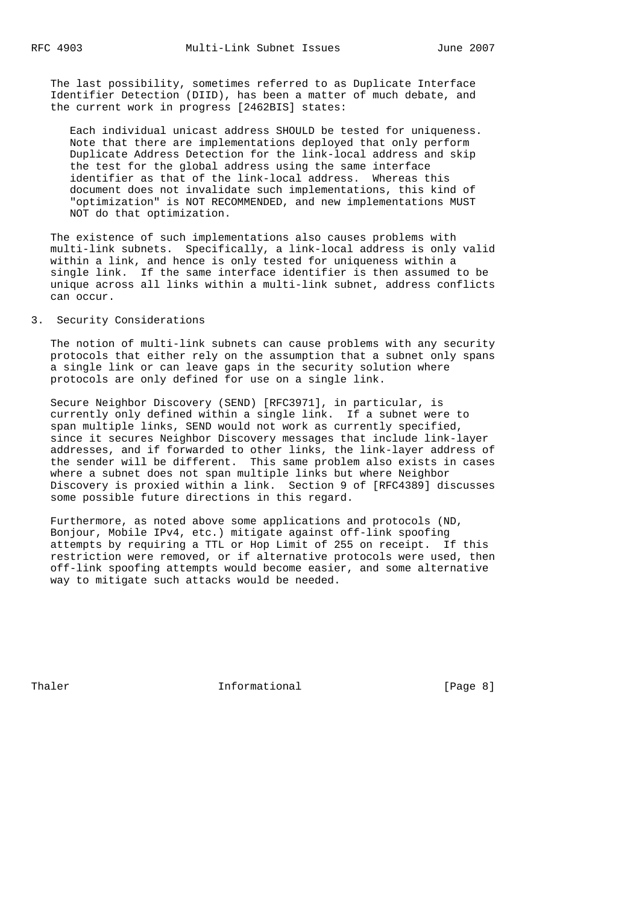The last possibility, sometimes referred to as Duplicate Interface Identifier Detection (DIID), has been a matter of much debate, and the current work in progress [2462BIS] states:

> Each individual unicast address SHOULD be tested for uniqueness. Note that there are implementations deployed that only perform Duplicate Address Detection for the link-local address and skip the test for the global address using the same interface identifier as that of the link-local address. Whereas this document does not invalidate such implementations, this kind of "optimization" is NOT RECOMMENDED, and new implementations MUST NOT do that optimization.

The existence of such implementations also causes problems with multi-link subnets. Specifically, a link-local address is only valid within a link, and hence is only tested for uniqueness within a single link. If the same interface identifier is then assumed to be unique across all links within a multi-link subnet, address conflicts can occur.

## 3. Security Considerations

The notion of multi-link subnets can cause problems with any security protocols that either rely on the assumption that a subnet only spans a single link or can leave gaps in the security solution where protocols are only defined for use on a single link.

Secure Neighbor Discovery (SEND) [RFC3971], in particular, is currently only defined within a single link. If a subnet were to span multiple links, SEND would not work as currently specified, since it secures Neighbor Discovery messages that include link-layer addresses, and if forwarded to other links, the link-layer address of the sender will be different. This same problem also exists in cases where a subnet does not span multiple links but where Neighbor Discovery is proxied within a link. Section 9 of [RFC4389] discusses some possible future directions in this regard.

Furthermore, as noted above some applications and protocols (ND, Bonjour, Mobile IPv4, etc.) mitigate against off-link spoofing attempts by requiring a TTL or Hop Limit of 255 on receipt. If this restriction were removed, or if alternative protocols were used, then off-link spoofing attempts would become easier, and some alternative way to mitigate such attacks would be needed.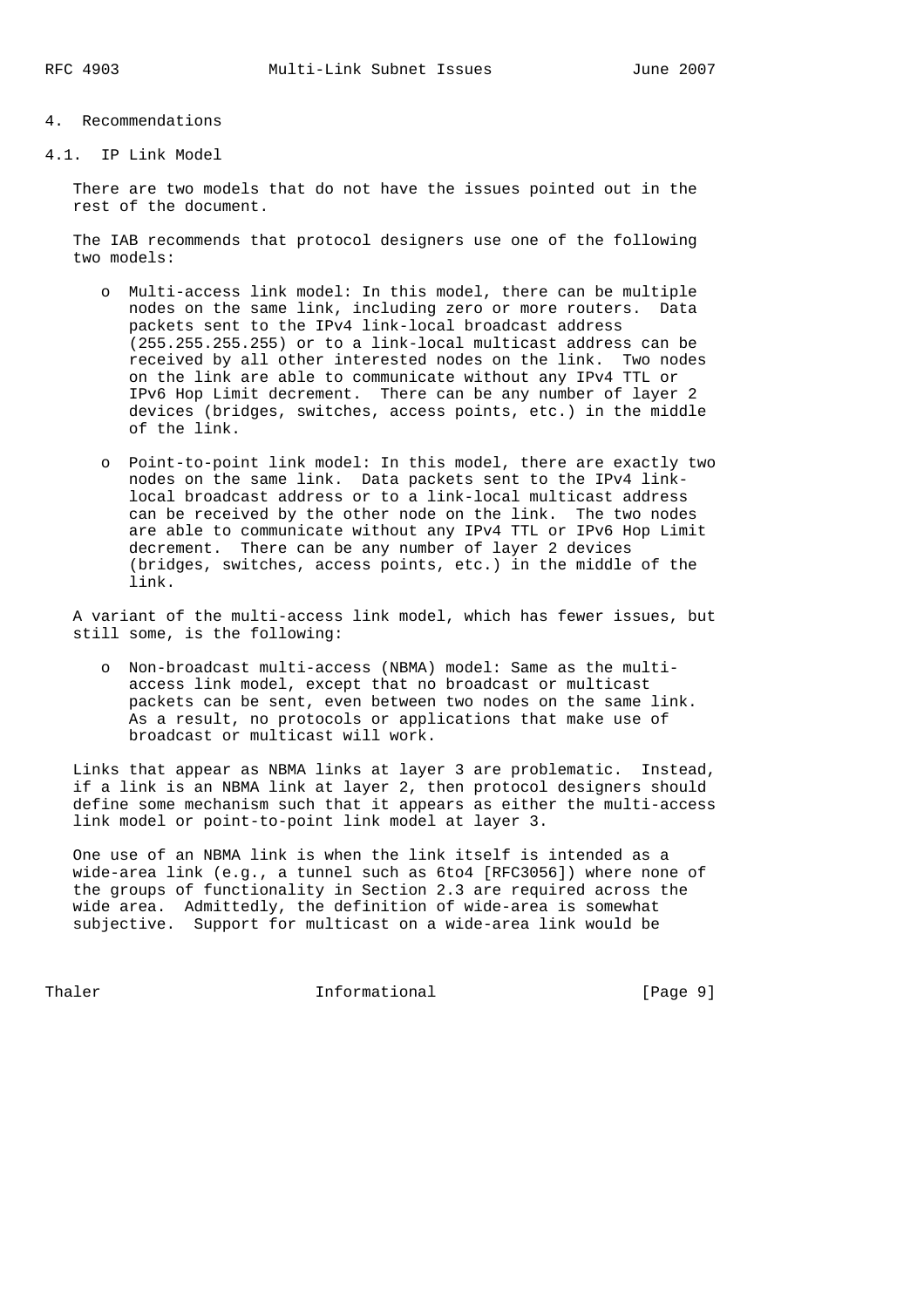## 4. Recommendations

### 4.1. IP Link Model

There are two models that do not have the issues pointed out in the rest of the document.

The IAB recommends that protocol designers use one of the following two models:

- Multi-access link model: In this model, there can be multiple nodes on the same link, including zero or more routers. Data packets sent to the IPv4 link-local broadcast address (255.255.255.255) or to a link-local multicast address can be received by all other interested nodes on the link. Two nodes on the link are able to communicate without any IPv4 TTL or IPv6 Hop Limit decrement. There can be any number of layer 2 devices (bridges, switches, access points, etc.) in the middle of the link.

- Point-to-point link model: In this model, there are exactly two nodes on the same link. Data packets sent to the IPv4 link-local broadcast address or to a link-local multicast address can be received by the other node on the link. The two nodes are able to communicate without any IPv4 TTL or IPv6 Hop Limit decrement. There can be any number of layer 2 devices (bridges, switches, access points, etc.) in the middle of the link.

A variant of the multi-access link model, which has fewer issues, but still some, is the following:

- Non-broadcast multi-access (NBMA) model: Same as the multi-access link model, except that no broadcast or multicast packets can be sent, even between two nodes on the same link. As a result, no protocols or applications that make use of broadcast or multicast will work.

Links that appear as NBMA links at layer 3 are problematic. Instead, if a link is an NBMA link at layer 2, then protocol designers should define some mechanism such that it appears as either the multi-access link model or point-to-point link model at layer 3.

One use of an NBMA link is when the link itself is intended as a wide-area link (e.g., a tunnel such as 6to4 [RFC3056]) where none of the groups of functionality in Section 2.3 are required across the wide area. Admittedly, the definition of wide-area is somewhat subjective. Support for multicast on a wide-area link would be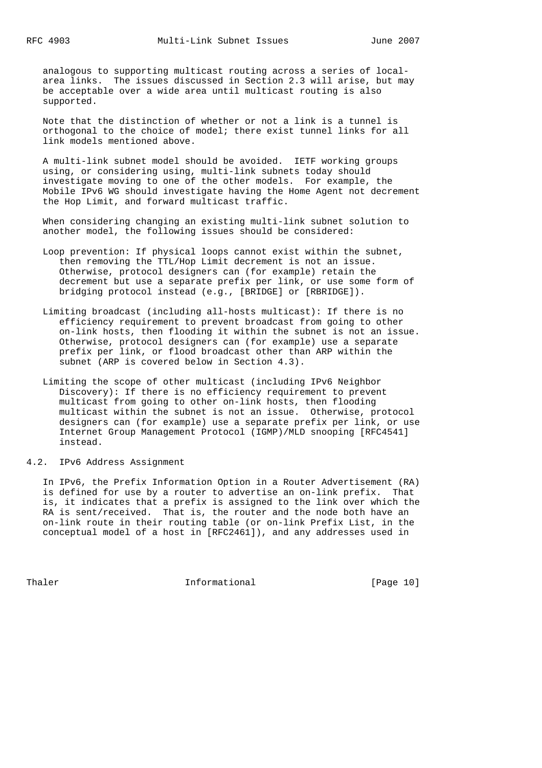analogous to supporting multicast routing across a series of local-area links. The issues discussed in Section 2.3 will arise, but may be acceptable over a wide area until multicast routing is also supported.

Note that the distinction of whether or not a link is a tunnel is orthogonal to the choice of model; there exist tunnel links for all link models mentioned above.

A multi-link subnet model should be avoided. IETF working groups using, or considering using, multi-link subnets today should investigate moving to one of the other models. For example, the Mobile IPv6 WG should investigate having the Home Agent not decrement the Hop Limit, and forward multicast traffic.

When considering changing an existing multi-link subnet solution to another model, the following issues should be considered:

Loop prevention: If physical loops cannot exist within the subnet, then removing the TTL/Hop Limit decrement is not an issue. Otherwise, protocol designers can (for example) retain the decrement but use a separate prefix per link, or use some form of bridging protocol instead (e.g., [BRIDGE] or [RBRIDGE]).

Limiting broadcast (including all-hosts multicast): If there is no efficiency requirement to prevent broadcast from going to other on-link hosts, then flooding it within the subnet is not an issue. Otherwise, protocol designers can (for example) use a separate prefix per link, or flood broadcast other than ARP within the subnet (ARP is covered below in Section 4.3).

Limiting the scope of other multicast (including IPv6 Neighbor Discovery): If there is no efficiency requirement to prevent multicast from going to other on-link hosts, then flooding multicast within the subnet is not an issue. Otherwise, protocol designers can (for example) use a separate prefix per link, or use Internet Group Management Protocol (IGMP)/MLD snooping [RFC4541] instead.

## 4.2. IPv6 Address Assignment

In IPv6, the Prefix Information Option in a Router Advertisement (RA) is defined for use by a router to advertise an on-link prefix. That is, it indicates that a prefix is assigned to the link over which the RA is sent/received. That is, the router and the node both have an on-link route in their routing table (or on-link Prefix List, in the conceptual model of a host in [RFC2461]), and any addresses used in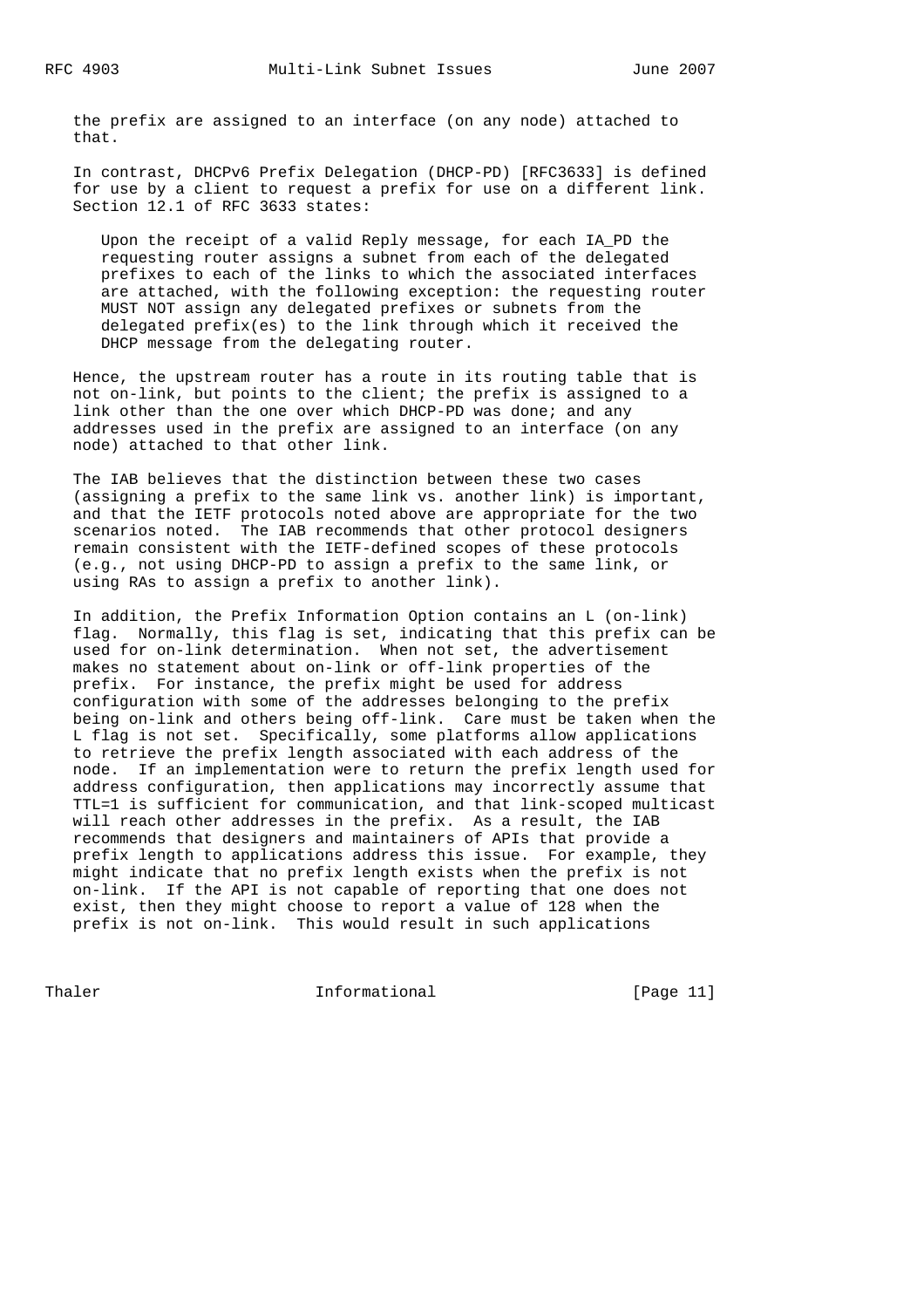the prefix are assigned to an interface (on any node) attached to that.

In contrast, DHCPv6 Prefix Delegation (DHCP-PD) [RFC3633] is defined for use by a client to request a prefix for use on a different link. Section 12.1 of RFC 3633 states:

> Upon the receipt of a valid Reply message, for each IA_PD the requesting router assigns a subnet from each of the delegated prefixes to each of the links to which the associated interfaces are attached, with the following exception: the requesting router MUST NOT assign any delegated prefixes or subnets from the delegated prefix(es) to the link through which it received the DHCP message from the delegating router.

Hence, the upstream router has a route in its routing table that is not on-link, but points to the client; the prefix is assigned to a link other than the one over which DHCP-PD was done; and any addresses used in the prefix are assigned to an interface (on any node) attached to that other link.

The IAB believes that the distinction between these two cases (assigning a prefix to the same link vs. another link) is important, and that the IETF protocols noted above are appropriate for the two scenarios noted. The IAB recommends that other protocol designers remain consistent with the IETF-defined scopes of these protocols (e.g., not using DHCP-PD to assign a prefix to the same link, or using RAs to assign a prefix to another link).

In addition, the Prefix Information Option contains an L (on-link) flag. Normally, this flag is set, indicating that this prefix can be used for on-link determination. When not set, the advertisement makes no statement about on-link or off-link properties of the prefix. For instance, the prefix might be used for address configuration with some of the addresses belonging to the prefix being on-link and others being off-link. Care must be taken when the L flag is not set. Specifically, some platforms allow applications to retrieve the prefix length associated with each address of the node. If an implementation were to return the prefix length used for address configuration, then applications may incorrectly assume that TTL=1 is sufficient for communication, and that link-scoped multicast will reach other addresses in the prefix. As a result, the IAB recommends that designers and maintainers of APIs that provide a prefix length to applications address this issue. For example, they might indicate that no prefix length exists when the prefix is not on-link. If the API is not capable of reporting that one does not exist, then they might choose to report a value of 128 when the prefix is not on-link. This would result in such applications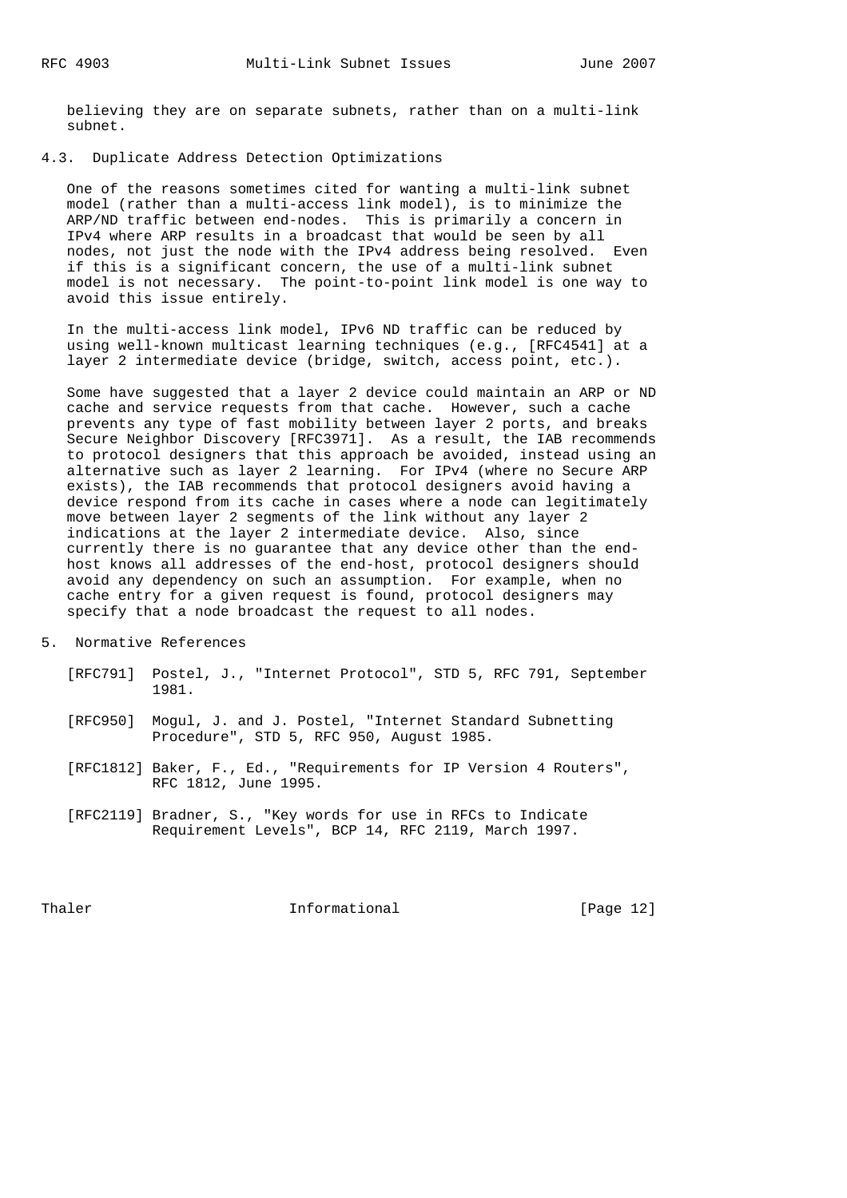believing they are on separate subnets, rather than on a multi-link subnet.

### 4.3. Duplicate Address Detection Optimizations

One of the reasons sometimes cited for wanting a multi-link subnet model (rather than a multi-access link model), is to minimize the ARP/ND traffic between end-nodes. This is primarily a concern in IPv4 where ARP results in a broadcast that would be seen by all nodes, not just the node with the IPv4 address being resolved. Even if this is a significant concern, the use of a multi-link subnet model is not necessary. The point-to-point link model is one way to avoid this issue entirely.

In the multi-access link model, IPv6 ND traffic can be reduced by using well-known multicast learning techniques (e.g., [RFC4541] at a layer 2 intermediate device (bridge, switch, access point, etc.).

Some have suggested that a layer 2 device could maintain an ARP or ND cache and service requests from that cache. However, such a cache prevents any type of fast mobility between layer 2 ports, and breaks Secure Neighbor Discovery [RFC3971]. As a result, the IAB recommends to protocol designers that this approach be avoided, instead using an alternative such as layer 2 learning. For IPv4 (where no Secure ARP exists), the IAB recommends that protocol designers avoid having a device respond from its cache in cases where a node can legitimately move between layer 2 segments of the link without any layer 2 indications at the layer 2 intermediate device. Also, since currently there is no guarantee that any device other than the end-host knows all addresses of the end-host, protocol designers should avoid any dependency on such an assumption. For example, when no cache entry for a given request is found, protocol designers may specify that a node broadcast the request to all nodes.

## 5. Normative References

[RFC791] Postel, J., "Internet Protocol", STD 5, RFC 791, September 1981.

[RFC950] Mogul, J. and J. Postel, "Internet Standard Subnetting Procedure", STD 5, RFC 950, August 1985.

[RFC1812] Baker, F., Ed., "Requirements for IP Version 4 Routers", RFC 1812, June 1995.

[RFC2119] Bradner, S., "Key words for use in RFCs to Indicate Requirement Levels", BCP 14, RFC 2119, March 1997.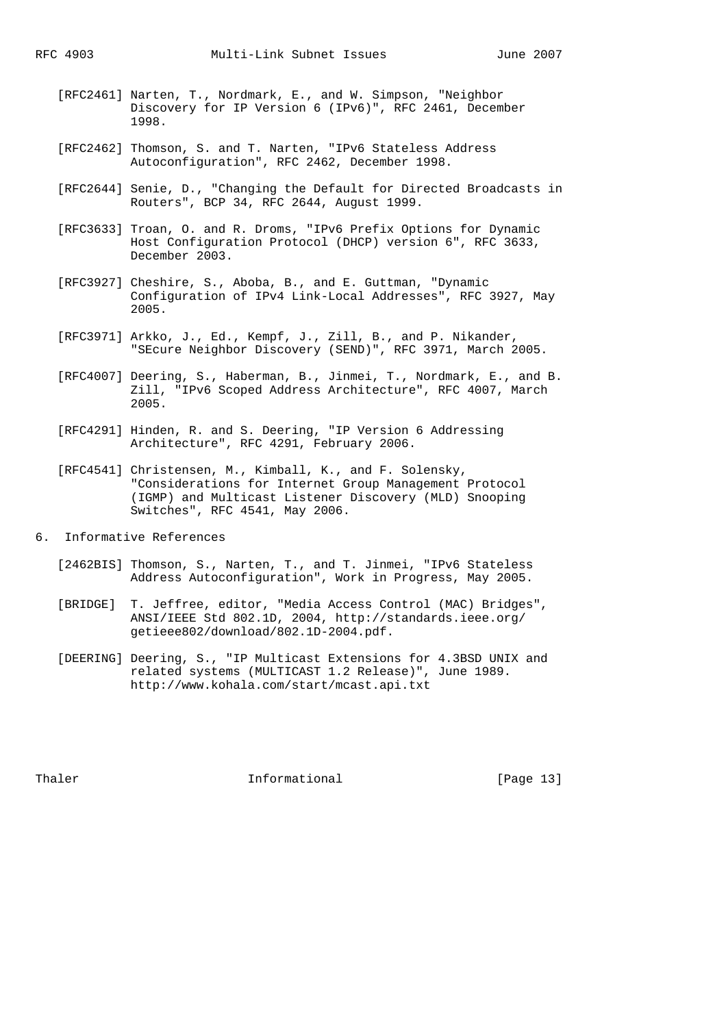[RFC2461] Narten, T., Nordmark, E., and W. Simpson, "Neighbor Discovery for IP Version 6 (IPv6)", RFC 2461, December 1998.

[RFC2462] Thomson, S. and T. Narten, "IPv6 Stateless Address Autoconfiguration", RFC 2462, December 1998.

[RFC2644] Senie, D., "Changing the Default for Directed Broadcasts in Routers", BCP 34, RFC 2644, August 1999.

[RFC3633] Troan, O. and R. Droms, "IPv6 Prefix Options for Dynamic Host Configuration Protocol (DHCP) version 6", RFC 3633, December 2003.

[RFC3927] Cheshire, S., Aboba, B., and E. Guttman, "Dynamic Configuration of IPv4 Link-Local Addresses", RFC 3927, May 2005.

[RFC3971] Arkko, J., Ed., Kempf, J., Zill, B., and P. Nikander, "SEcure Neighbor Discovery (SEND)", RFC 3971, March 2005.

[RFC4007] Deering, S., Haberman, B., Jinmei, T., Nordmark, E., and B. Zill, "IPv6 Scoped Address Architecture", RFC 4007, March 2005.

[RFC4291] Hinden, R. and S. Deering, "IP Version 6 Addressing Architecture", RFC 4291, February 2006.

[RFC4541] Christensen, M., Kimball, K., and F. Solensky, "Considerations for Internet Group Management Protocol (IGMP) and Multicast Listener Discovery (MLD) Snooping Switches", RFC 4541, May 2006.

## 6. Informative References

[2462BIS] Thomson, S., Narten, T., and T. Jinmei, "IPv6 Stateless Address Autoconfiguration", Work in Progress, May 2005.

[BRIDGE] T. Jeffree, editor, "Media Access Control (MAC) Bridges", ANSI/IEEE Std 802.1D, 2004, http://standards.ieee.org/getieee802/download/802.1D-2004.pdf.

[DEERING] Deering, S., "IP Multicast Extensions for 4.3BSD UNIX and related systems (MULTICAST 1.2 Release)", June 1989. http://www.kohala.com/start/mcast.api.txt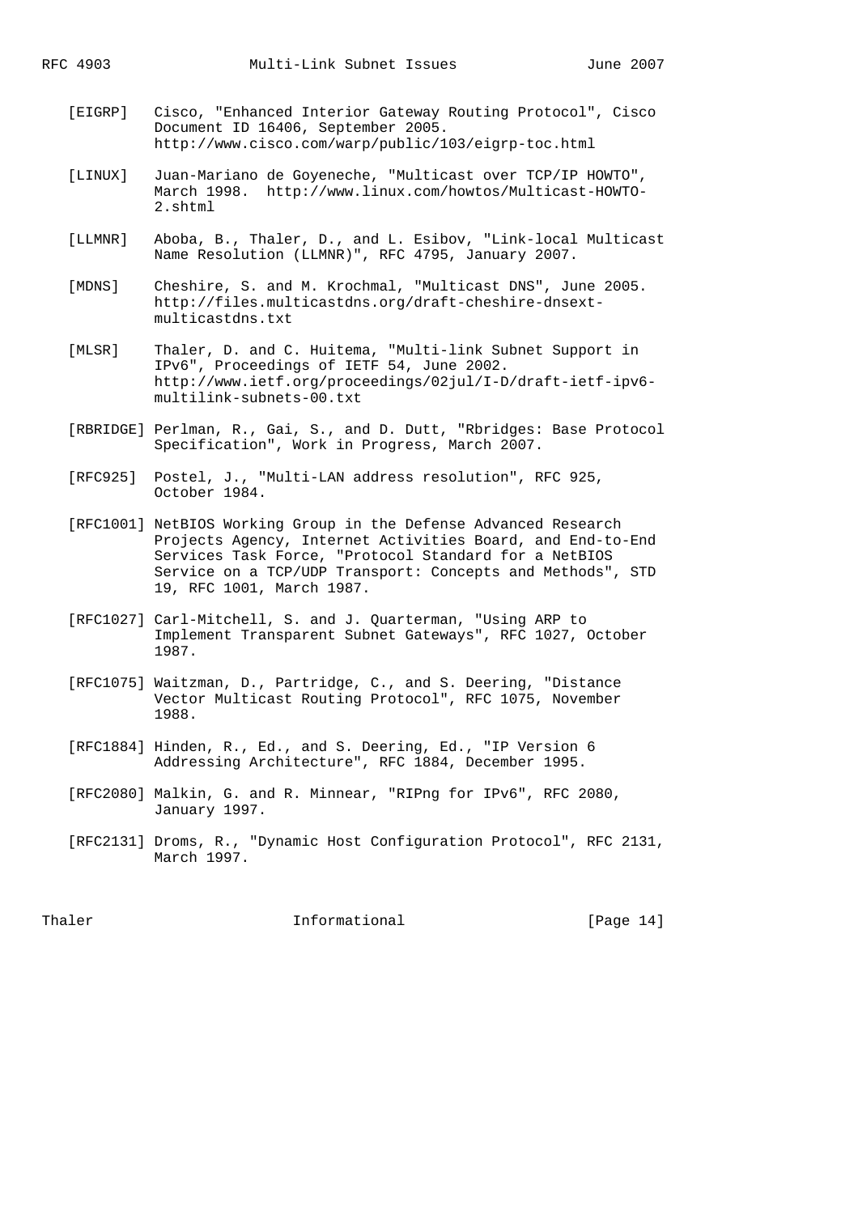[EIGRP] Cisco, "Enhanced Interior Gateway Routing Protocol", Cisco Document ID 16406, September 2005. http://www.cisco.com/warp/public/103/eigrp-toc.html

[LINUX] Juan-Mariano de Goyeneche, "Multicast over TCP/IP HOWTO", March 1998. http://www.linux.com/howtos/Multicast-HOWTO-2.shtml

[LLMNR] Aboba, B., Thaler, D., and L. Esibov, "Link-local Multicast Name Resolution (LLMNR)", RFC 4795, January 2007.

[MDNS] Cheshire, S. and M. Krochmal, "Multicast DNS", June 2005. http://files.multicastdns.org/draft-cheshire-dnsext-multicastdns.txt

[MLSR] Thaler, D. and C. Huitema, "Multi-link Subnet Support in IPv6", Proceedings of IETF 54, June 2002. http://www.ietf.org/proceedings/02jul/I-D/draft-ietf-ipv6-multilink-subnets-00.txt

[RBRIDGE] Perlman, R., Gai, S., and D. Dutt, "Rbridges: Base Protocol Specification", Work in Progress, March 2007.

[RFC925] Postel, J., "Multi-LAN address resolution", RFC 925, October 1984.

[RFC1001] NetBIOS Working Group in the Defense Advanced Research Projects Agency, Internet Activities Board, and End-to-End Services Task Force, "Protocol Standard for a NetBIOS Service on a TCP/UDP Transport: Concepts and Methods", STD 19, RFC 1001, March 1987.

[RFC1027] Carl-Mitchell, S. and J. Quarterman, "Using ARP to Implement Transparent Subnet Gateways", RFC 1027, October 1987.

[RFC1075] Waitzman, D., Partridge, C., and S. Deering, "Distance Vector Multicast Routing Protocol", RFC 1075, November 1988.

[RFC1884] Hinden, R., Ed., and S. Deering, Ed., "IP Version 6 Addressing Architecture", RFC 1884, December 1995.

[RFC2080] Malkin, G. and R. Minnear, "RIPng for IPv6", RFC 2080, January 1997.

[RFC2131] Droms, R., "Dynamic Host Configuration Protocol", RFC 2131, March 1997.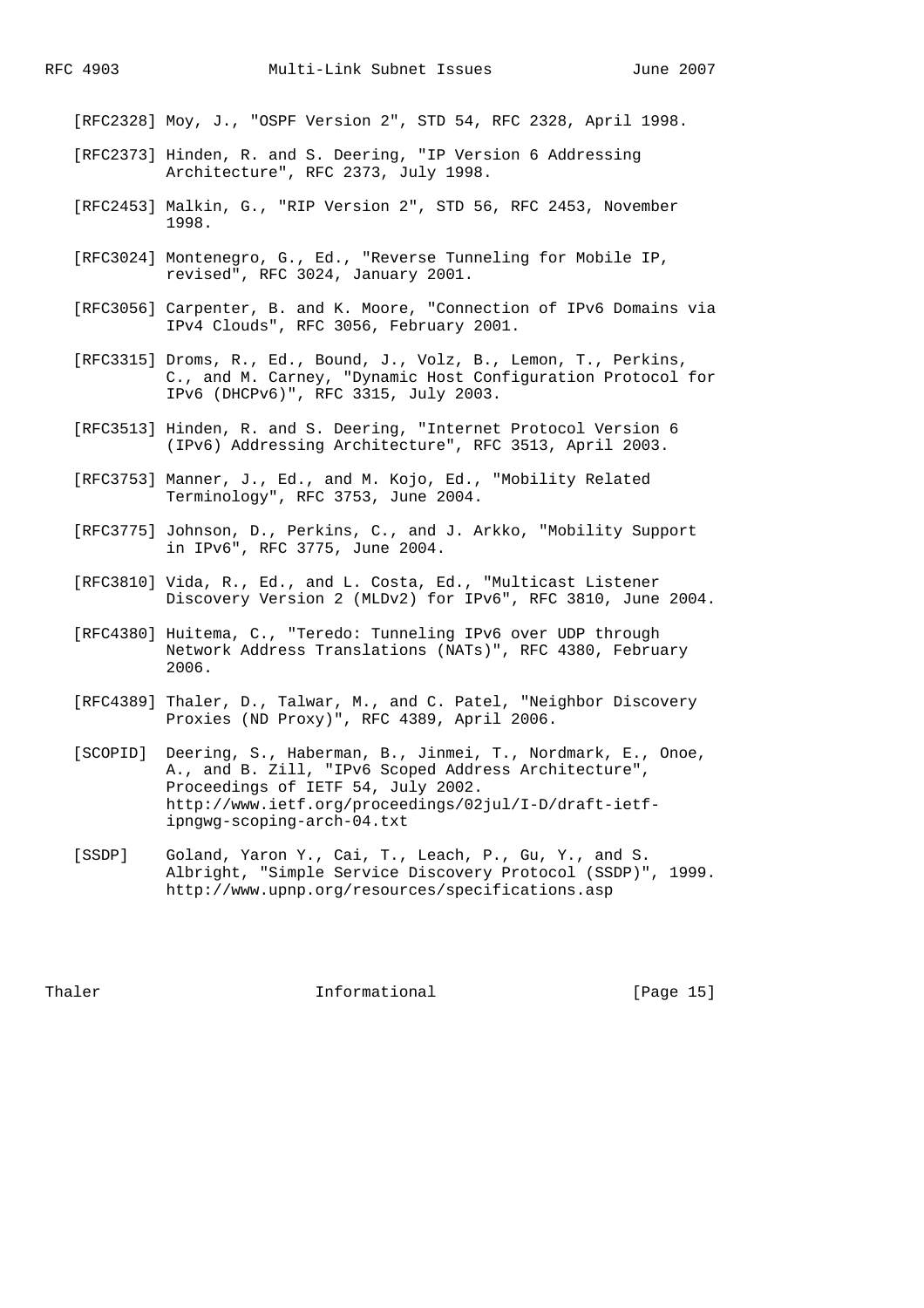[RFC2328] Moy, J., "OSPF Version 2", STD 54, RFC 2328, April 1998.

[RFC2373] Hinden, R. and S. Deering, "IP Version 6 Addressing Architecture", RFC 2373, July 1998.

[RFC2453] Malkin, G., "RIP Version 2", STD 56, RFC 2453, November 1998.

[RFC3024] Montenegro, G., Ed., "Reverse Tunneling for Mobile IP, revised", RFC 3024, January 2001.

[RFC3056] Carpenter, B. and K. Moore, "Connection of IPv6 Domains via IPv4 Clouds", RFC 3056, February 2001.

[RFC3315] Droms, R., Ed., Bound, J., Volz, B., Lemon, T., Perkins, C., and M. Carney, "Dynamic Host Configuration Protocol for IPv6 (DHCPv6)", RFC 3315, July 2003.

[RFC3513] Hinden, R. and S. Deering, "Internet Protocol Version 6 (IPv6) Addressing Architecture", RFC 3513, April 2003.

[RFC3753] Manner, J., Ed., and M. Kojo, Ed., "Mobility Related Terminology", RFC 3753, June 2004.

[RFC3775] Johnson, D., Perkins, C., and J. Arkko, "Mobility Support in IPv6", RFC 3775, June 2004.

[RFC3810] Vida, R., Ed., and L. Costa, Ed., "Multicast Listener Discovery Version 2 (MLDv2) for IPv6", RFC 3810, June 2004.

[RFC4380] Huitema, C., "Teredo: Tunneling IPv6 over UDP through Network Address Translations (NATs)", RFC 4380, February 2006.

[RFC4389] Thaler, D., Talwar, M., and C. Patel, "Neighbor Discovery Proxies (ND Proxy)", RFC 4389, April 2006.

[SCOPID] Deering, S., Haberman, B., Jinmei, T., Nordmark, E., Onoe, A., and B. Zill, "IPv6 Scoped Address Architecture", Proceedings of IETF 54, July 2002. http://www.ietf.org/proceedings/02jul/I-D/draft-ietf-ipngwg-scoping-arch-04.txt

[SSDP] Goland, Yaron Y., Cai, T., Leach, P., Gu, Y., and S. Albright, "Simple Service Discovery Protocol (SSDP)", 1999. http://www.upnp.org/resources/specifications.asp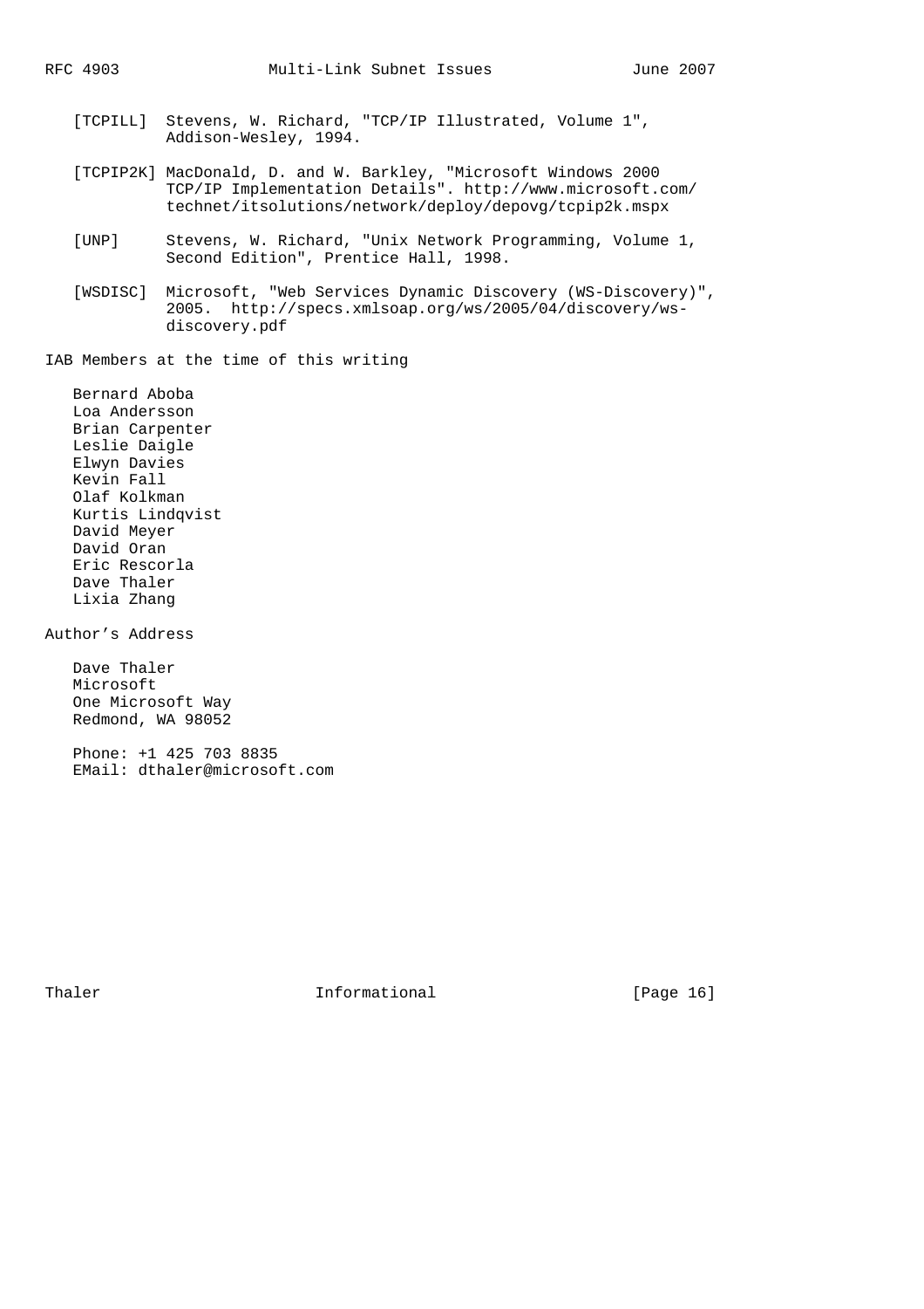[TCPILL] Stevens, W. Richard, "TCP/IP Illustrated, Volume 1", Addison-Wesley, 1994.

[TCPIP2K] MacDonald, D. and W. Barkley, "Microsoft Windows 2000 TCP/IP Implementation Details". http://www.microsoft.com/technet/itsolutions/network/deploy/depovg/tcpip2k.mspx

[UNP] Stevens, W. Richard, "Unix Network Programming, Volume 1, Second Edition", Prentice Hall, 1998.

[WSDISC] Microsoft, "Web Services Dynamic Discovery (WS-Discovery)", 2005. http://specs.xmlsoap.org/ws/2005/04/discovery/ws-discovery.pdf

## IAB Members at the time of this writing

Bernard Aboba
Loa Andersson
Brian Carpenter
Leslie Daigle
Elwyn Davies
Kevin Fall
Olaf Kolkman
Kurtis Lindqvist
David Meyer
David Oran
Eric Rescorla
Dave Thaler
Lixia Zhang

## Author's Address

Dave Thaler
Microsoft
One Microsoft Way
Redmond, WA 98052

Phone: +1 425 703 8835
EMail: dthaler@microsoft.com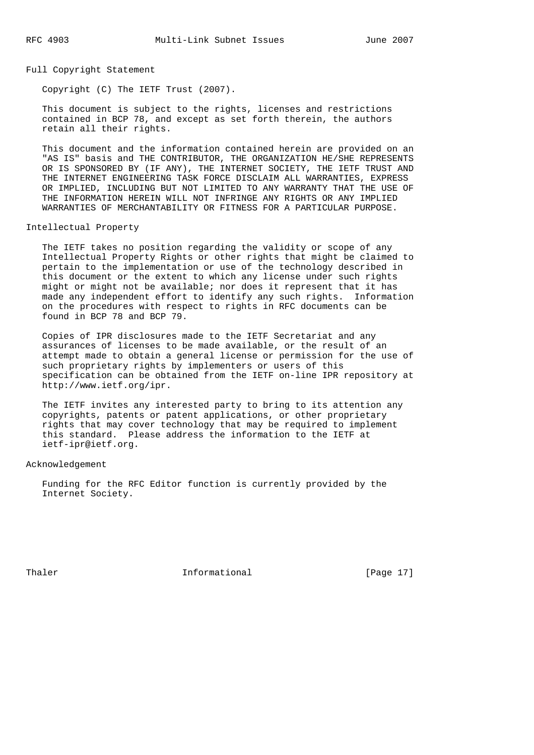## Full Copyright Statement

Copyright (C) The IETF Trust (2007).

This document is subject to the rights, licenses and restrictions contained in BCP 78, and except as set forth therein, the authors retain all their rights.

This document and the information contained herein are provided on an "AS IS" basis and THE CONTRIBUTOR, THE ORGANIZATION HE/SHE REPRESENTS OR IS SPONSORED BY (IF ANY), THE INTERNET SOCIETY, THE IETF TRUST AND THE INTERNET ENGINEERING TASK FORCE DISCLAIM ALL WARRANTIES, EXPRESS OR IMPLIED, INCLUDING BUT NOT LIMITED TO ANY WARRANTY THAT THE USE OF THE INFORMATION HEREIN WILL NOT INFRINGE ANY RIGHTS OR ANY IMPLIED WARRANTIES OF MERCHANTABILITY OR FITNESS FOR A PARTICULAR PURPOSE.

## Intellectual Property

The IETF takes no position regarding the validity or scope of any Intellectual Property Rights or other rights that might be claimed to pertain to the implementation or use of the technology described in this document or the extent to which any license under such rights might or might not be available; nor does it represent that it has made any independent effort to identify any such rights. Information on the procedures with respect to rights in RFC documents can be found in BCP 78 and BCP 79.

Copies of IPR disclosures made to the IETF Secretariat and any assurances of licenses to be made available, or the result of an attempt made to obtain a general license or permission for the use of such proprietary rights by implementers or users of this specification can be obtained from the IETF on-line IPR repository at http://www.ietf.org/ipr.

The IETF invites any interested party to bring to its attention any copyrights, patents or patent applications, or other proprietary rights that may cover technology that may be required to implement this standard. Please address the information to the IETF at ietf-ipr@ietf.org.

## Acknowledgement

Funding for the RFC Editor function is currently provided by the Internet Society.